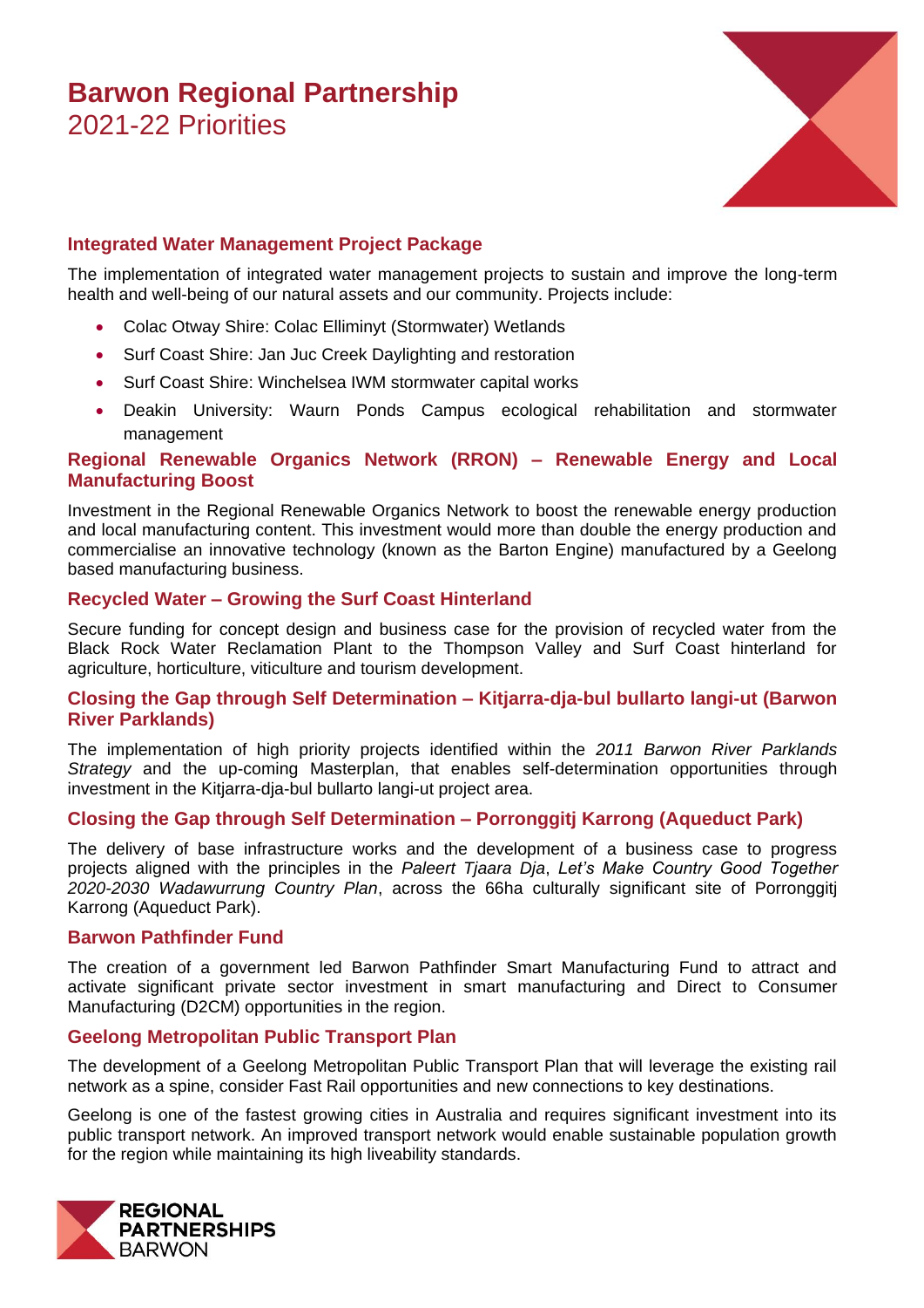# Barwon Regional Partnership
2021-22 Priorities

## Integrated Water Management Project Package

The implementation of integrated water management projects to sustain and improve the long-term health and well-being of our natural assets and our community. Projects include:

- Colac Otway Shire: Colac Elliminyt (Stormwater) Wetlands
- Surf Coast Shire: Jan Juc Creek Daylighting and restoration
- Surf Coast Shire: Winchelsea IWM stormwater capital works
- Deakin University: Waurn Ponds Campus ecological rehabilitation and stormwater management

## Regional Renewable Organics Network (RRON) – Renewable Energy and Local Manufacturing Boost

Investment in the Regional Renewable Organics Network to boost the renewable energy production and local manufacturing content. This investment would more than double the energy production and commercialise an innovative technology (known as the Barton Engine) manufactured by a Geelong based manufacturing business.

## Recycled Water – Growing the Surf Coast Hinterland

Secure funding for concept design and business case for the provision of recycled water from the Black Rock Water Reclamation Plant to the Thompson Valley and Surf Coast hinterland for agriculture, horticulture, viticulture and tourism development.

## Closing the Gap through Self Determination – Kitjarra-dja-bul bullarto langi-ut (Barwon River Parklands)

The implementation of high priority projects identified within the *2011 Barwon River Parklands Strategy* and the up-coming Masterplan, that enables self-determination opportunities through investment in the Kitjarra-dja-bul bullarto langi-ut project area.

## Closing the Gap through Self Determination – Porronggitj Karrong (Aqueduct Park)

The delivery of base infrastructure works and the development of a business case to progress projects aligned with the principles in the *Paleert Tjaara Dja*, *Let's Make Country Good Together 2020-2030 Wadawurrung Country Plan*, across the 66ha culturally significant site of Porronggitj Karrong (Aqueduct Park).

## Barwon Pathfinder Fund

The creation of a government led Barwon Pathfinder Smart Manufacturing Fund to attract and activate significant private sector investment in smart manufacturing and Direct to Consumer Manufacturing (D2CM) opportunities in the region.

## Geelong Metropolitan Public Transport Plan

The development of a Geelong Metropolitan Public Transport Plan that will leverage the existing rail network as a spine, consider Fast Rail opportunities and new connections to key destinations.

Geelong is one of the fastest growing cities in Australia and requires significant investment into its public transport network. An improved transport network would enable sustainable population growth for the region while maintaining its high liveability standards.

REGIONAL PARTNERSHIPS BARWON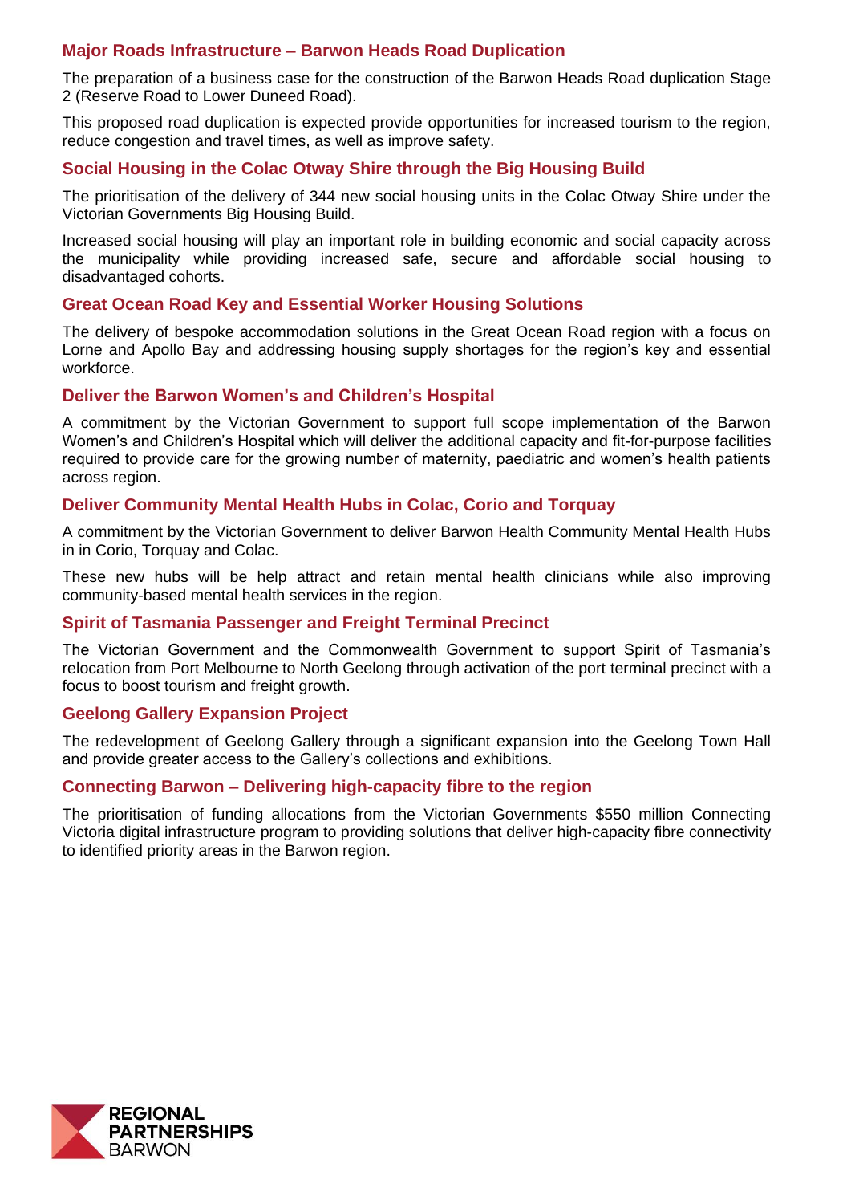## Major Roads Infrastructure – Barwon Heads Road Duplication

The preparation of a business case for the construction of the Barwon Heads Road duplication Stage 2 (Reserve Road to Lower Duneed Road).

This proposed road duplication is expected provide opportunities for increased tourism to the region, reduce congestion and travel times, as well as improve safety.

## Social Housing in the Colac Otway Shire through the Big Housing Build

The prioritisation of the delivery of 344 new social housing units in the Colac Otway Shire under the Victorian Governments Big Housing Build.

Increased social housing will play an important role in building economic and social capacity across the municipality while providing increased safe, secure and affordable social housing to disadvantaged cohorts.

## Great Ocean Road Key and Essential Worker Housing Solutions

The delivery of bespoke accommodation solutions in the Great Ocean Road region with a focus on Lorne and Apollo Bay and addressing housing supply shortages for the region's key and essential workforce.

## Deliver the Barwon Women's and Children's Hospital

A commitment by the Victorian Government to support full scope implementation of the Barwon Women's and Children's Hospital which will deliver the additional capacity and fit-for-purpose facilities required to provide care for the growing number of maternity, paediatric and women's health patients across region.

## Deliver Community Mental Health Hubs in Colac, Corio and Torquay

A commitment by the Victorian Government to deliver Barwon Health Community Mental Health Hubs in in Corio, Torquay and Colac.

These new hubs will be help attract and retain mental health clinicians while also improving community-based mental health services in the region.

## Spirit of Tasmania Passenger and Freight Terminal Precinct

The Victorian Government and the Commonwealth Government to support Spirit of Tasmania's relocation from Port Melbourne to North Geelong through activation of the port terminal precinct with a focus to boost tourism and freight growth.

## Geelong Gallery Expansion Project

The redevelopment of Geelong Gallery through a significant expansion into the Geelong Town Hall and provide greater access to the Gallery's collections and exhibitions.

## Connecting Barwon – Delivering high-capacity fibre to the region

The prioritisation of funding allocations from the Victorian Governments $550 million Connecting Victoria digital infrastructure program to providing solutions that deliver high-capacity fibre connectivity to identified priority areas in the Barwon region.

REGIONAL PARTNERSHIPS BARWON